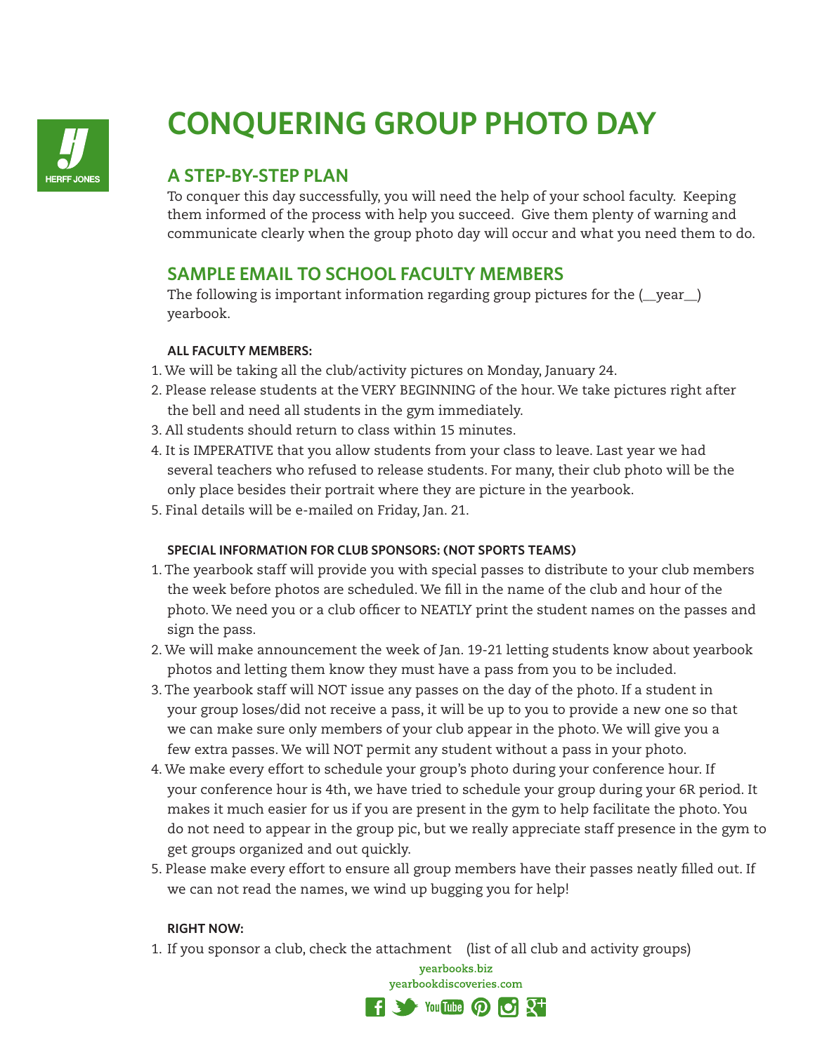# CONQUERING GROUP PHOTO DAY

## A STEP-BY-STEP PLAN

To conquer this day successfully, you will need the help of your school faculty. Keeping them informed of the process with help you succeed. Give them plenty of warning and communicate clearly when the group photo day will occur and what you need them to do.

## SAMPLE EMAIL TO SCHOOL FACULTY MEMBERS

The following is important information regarding group pictures for the (__year__) yearbook.

**ALL FACULTY MEMBERS:**

1. We will be taking all the club/activity pictures on Monday, January 24.
2. Please release students at the VERY BEGINNING of the hour. We take pictures right after the bell and need all students in the gym immediately.
3. All students should return to class within 15 minutes.
4. It is IMPERATIVE that you allow students from your class to leave. Last year we had several teachers who refused to release students. For many, their club photo will be the only place besides their portrait where they are picture in the yearbook.
5. Final details will be e-mailed on Friday, Jan. 21.

**SPECIAL INFORMATION FOR CLUB SPONSORS: (NOT SPORTS TEAMS)**

1. The yearbook staff will provide you with special passes to distribute to your club members the week before photos are scheduled. We fill in the name of the club and hour of the photo. We need you or a club officer to NEATLY print the student names on the passes and sign the pass.
2. We will make announcement the week of Jan. 19-21 letting students know about yearbook photos and letting them know they must have a pass from you to be included.
3. The yearbook staff will NOT issue any passes on the day of the photo. If a student in your group loses/did not receive a pass, it will be up to you to provide a new one so that we can make sure only members of your club appear in the photo. We will give you a few extra passes. We will NOT permit any student without a pass in your photo.
4. We make every effort to schedule your group's photo during your conference hour. If your conference hour is 4th, we have tried to schedule your group during your 6R period. It makes it much easier for us if you are present in the gym to help facilitate the photo. You do not need to appear in the group pic, but we really appreciate staff presence in the gym to get groups organized and out quickly.
5. Please make every effort to ensure all group members have their passes neatly filled out. If we can not read the names, we wind up bugging you for help!

**RIGHT NOW:**

1. If you sponsor a club, check the attachment (list of all club and activity groups)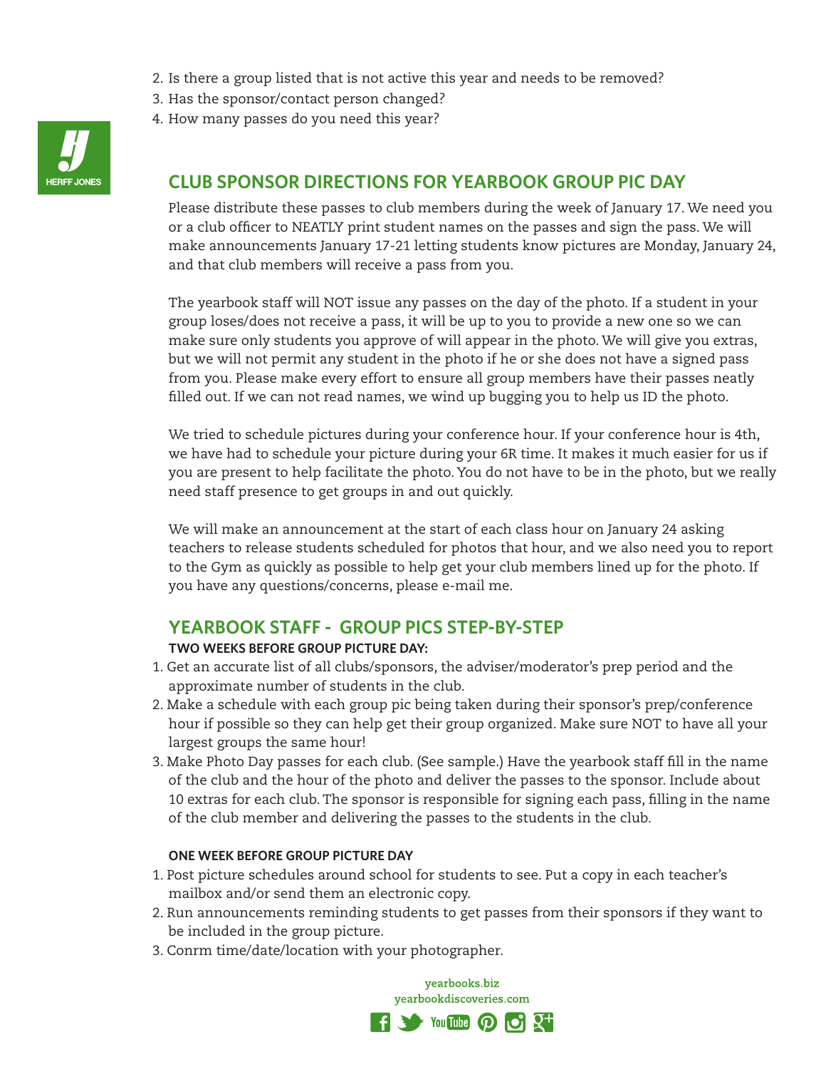2. Is there a group listed that is not active this year and needs to be removed?
3. Has the sponsor/contact person changed?
4. How many passes do you need this year?

## CLUB SPONSOR DIRECTIONS FOR YEARBOOK GROUP PIC DAY

Please distribute these passes to club members during the week of January 17. We need you or a club officer to NEATLY print student names on the passes and sign the pass. We will make announcements January 17-21 letting students know pictures are Monday, January 24, and that club members will receive a pass from you.

The yearbook staff will NOT issue any passes on the day of the photo. If a student in your group loses/does not receive a pass, it will be up to you to provide a new one so we can make sure only students you approve of will appear in the photo. We will give you extras, but we will not permit any student in the photo if he or she does not have a signed pass from you. Please make every effort to ensure all group members have their passes neatly filled out. If we can not read names, we wind up bugging you to help us ID the photo.

We tried to schedule pictures during your conference hour. If your conference hour is 4th, we have had to schedule your picture during your 6R time. It makes it much easier for us if you are present to help facilitate the photo. You do not have to be in the photo, but we really need staff presence to get groups in and out quickly.

We will make an announcement at the start of each class hour on January 24 asking teachers to release students scheduled for photos that hour, and we also need you to report to the Gym as quickly as possible to help get your club members lined up for the photo. If you have any questions/concerns, please e-mail me.

## YEARBOOK STAFF - GROUP PICS STEP-BY-STEP

**TWO WEEKS BEFORE GROUP PICTURE DAY:**

1. Get an accurate list of all clubs/sponsors, the adviser/moderator's prep period and the approximate number of students in the club.
2. Make a schedule with each group pic being taken during their sponsor's prep/conference hour if possible so they can help get their group organized. Make sure NOT to have all your largest groups the same hour!
3. Make Photo Day passes for each club. (See sample.) Have the yearbook staff fill in the name of the club and the hour of the photo and deliver the passes to the sponsor. Include about 10 extras for each club. The sponsor is responsible for signing each pass, filling in the name of the club member and delivering the passes to the students in the club.

**ONE WEEK BEFORE GROUP PICTURE DAY**

1. Post picture schedules around school for students to see. Put a copy in each teacher's mailbox and/or send them an electronic copy.
2. Run announcements reminding students to get passes from their sponsors if they want to be included in the group picture.
3. Conrm time/date/location with your photographer.

yearbooks.biz
yearbookdiscoveries.com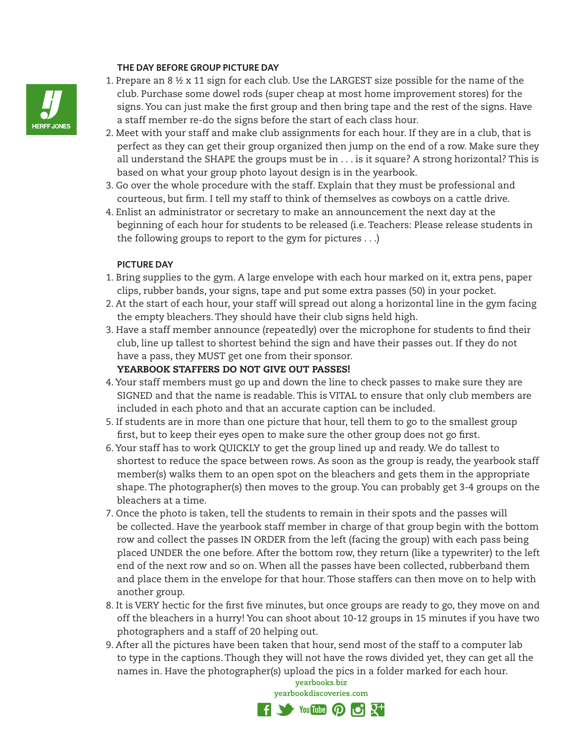### THE DAY BEFORE GROUP PICTURE DAY

1. Prepare an 8 ½ x 11 sign for each club. Use the LARGEST size possible for the name of the club. Purchase some dowel rods (super cheap at most home improvement stores) for the signs. You can just make the first group and then bring tape and the rest of the signs. Have a staff member re-do the signs before the start of each class hour.
2. Meet with your staff and make club assignments for each hour. If they are in a club, that is perfect as they can get their group organized then jump on the end of a row. Make sure they all understand the SHAPE the groups must be in . . . is it square? A strong horizontal? This is based on what your group photo layout design is in the yearbook.
3. Go over the whole procedure with the staff. Explain that they must be professional and courteous, but firm. I tell my staff to think of themselves as cowboys on a cattle drive.
4. Enlist an administrator or secretary to make an announcement the next day at the beginning of each hour for students to be released (i.e. Teachers: Please release students in the following groups to report to the gym for pictures . . .)

### PICTURE DAY

1. Bring supplies to the gym. A large envelope with each hour marked on it, extra pens, paper clips, rubber bands, your signs, tape and put some extra passes (50) in your pocket.
2. At the start of each hour, your staff will spread out along a horizontal line in the gym facing the empty bleachers. They should have their club signs held high.
3. Have a staff member announce (repeatedly) over the microphone for students to find their club, line up tallest to shortest behind the sign and have their passes out. If they do not have a pass, they MUST get one from their sponsor.
   **YEARBOOK STAFFERS DO NOT GIVE OUT PASSES!**
4. Your staff members must go up and down the line to check passes to make sure they are SIGNED and that the name is readable. This is VITAL to ensure that only club members are included in each photo and that an accurate caption can be included.
5. If students are in more than one picture that hour, tell them to go to the smallest group first, but to keep their eyes open to make sure the other group does not go first.
6. Your staff has to work QUICKLY to get the group lined up and ready. We do tallest to shortest to reduce the space between rows. As soon as the group is ready, the yearbook staff member(s) walks them to an open spot on the bleachers and gets them in the appropriate shape. The photographer(s) then moves to the group. You can probably get 3-4 groups on the bleachers at a time.
7. Once the photo is taken, tell the students to remain in their spots and the passes will be collected. Have the yearbook staff member in charge of that group begin with the bottom row and collect the passes IN ORDER from the left (facing the group) with each pass being placed UNDER the one before. After the bottom row, they return (like a typewriter) to the left end of the next row and so on. When all the passes have been collected, rubberband them and place them in the envelope for that hour. Those staffers can then move on to help with another group.
8. It is VERY hectic for the first five minutes, but once groups are ready to go, they move on and off the bleachers in a hurry! You can shoot about 10-12 groups in 15 minutes if you have two photographers and a staff of 20 helping out.
9. After all the pictures have been taken that hour, send most of the staff to a computer lab to type in the captions. Though they will not have the rows divided yet, they can get all the names in. Have the photographer(s) upload the pics in a folder marked for each hour.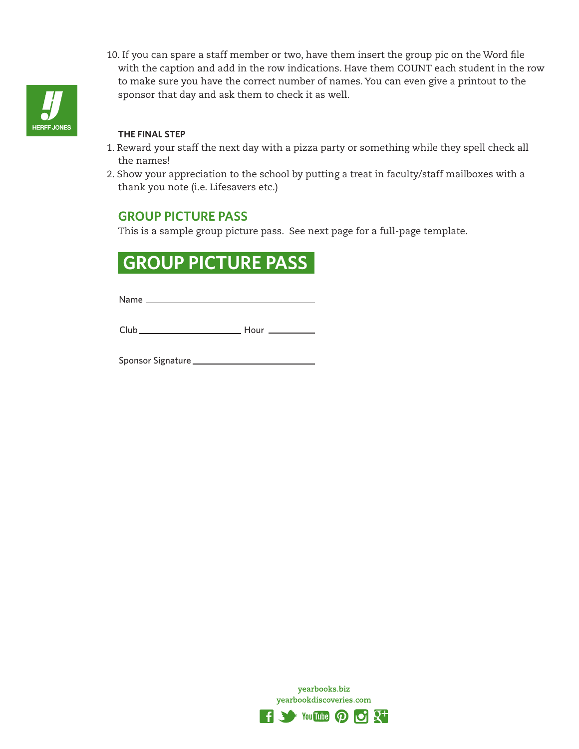10. If you can spare a staff member or two, have them insert the group pic on the Word file with the caption and add in the row indications. Have them COUNT each student in the row to make sure you have the correct number of names. You can even give a printout to the sponsor that day and ask them to check it as well.

**THE FINAL STEP**

1. Reward your staff the next day with a pizza party or something while they spell check all the names!
2. Show your appreciation to the school by putting a treat in faculty/staff mailboxes with a thank you note (i.e. Lifesavers etc.)

## GROUP PICTURE PASS

This is a sample group picture pass. See next page for a full-page template.

## GROUP PICTURE PASS

Name ______________________________

Club ____________________ Hour __________

Sponsor Signature ________________________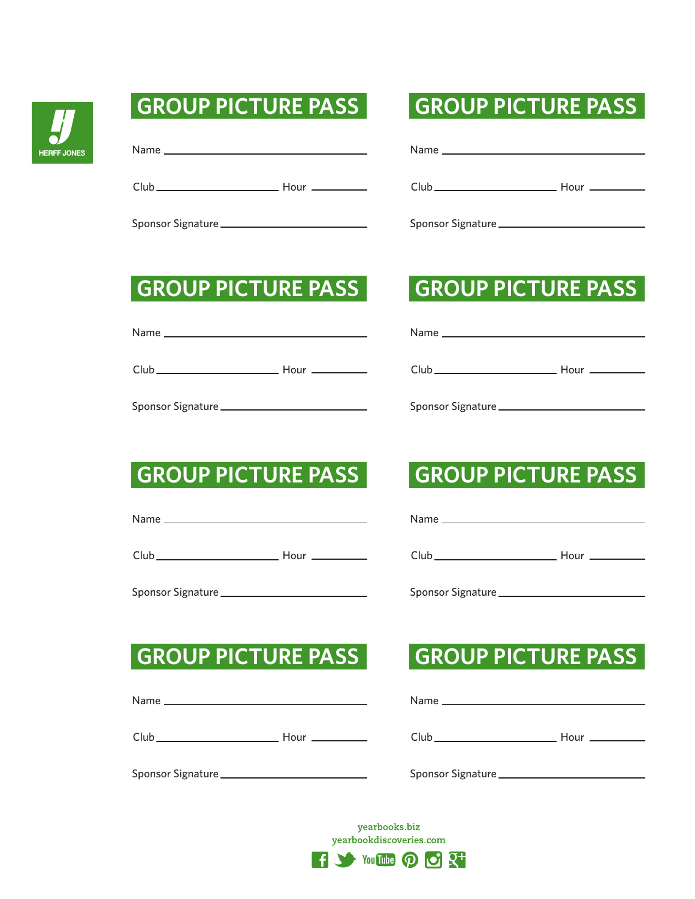HERFF JONES

## GROUP PICTURE PASS

Name ______________________________

Club ____________________ Hour __________

Sponsor Signature ______________________

## GROUP PICTURE PASS

Name ______________________________

Club ____________________ Hour __________

Sponsor Signature ______________________

## GROUP PICTURE PASS

Name ______________________________

Club ____________________ Hour __________

Sponsor Signature ______________________

## GROUP PICTURE PASS

Name ______________________________

Club ____________________ Hour __________

Sponsor Signature ______________________

## GROUP PICTURE PASS

Name ______________________________

Club ____________________ Hour __________

Sponsor Signature ______________________

## GROUP PICTURE PASS

Name ______________________________

Club ____________________ Hour __________

Sponsor Signature ______________________

## GROUP PICTURE PASS

Name ______________________________

Club ____________________ Hour __________

Sponsor Signature ______________________

## GROUP PICTURE PASS

Name ______________________________

Club ____________________ Hour __________

Sponsor Signature ______________________

yearbooks.biz
yearbookdiscoveries.com